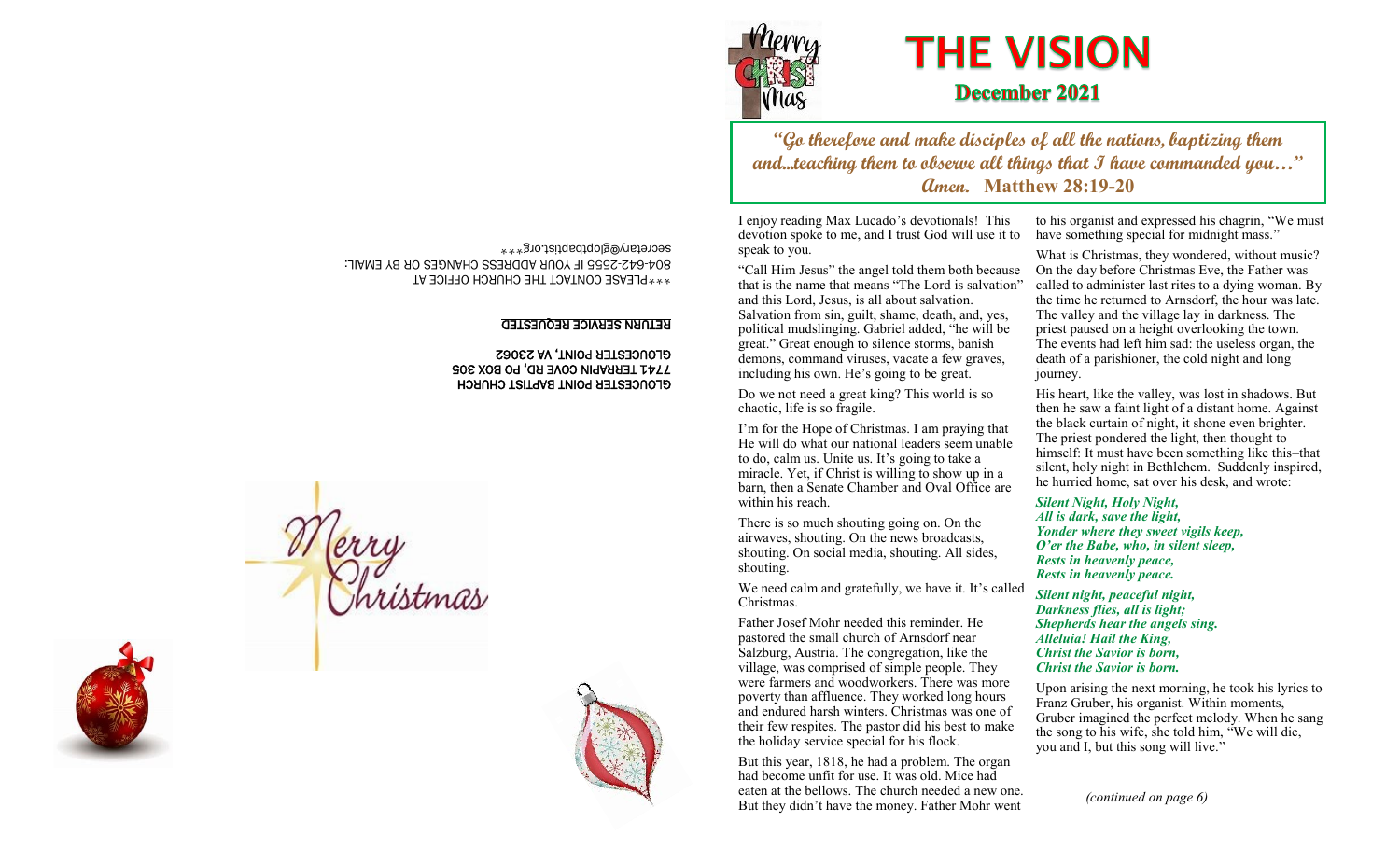GLOUCESTER POINT BAPTIST CHURCH
7741 TERRAPIN COVE RD, PO BOX 305
GLOUCESTER POINT, VA 23062

**RETURN SERVICE REQUESTED**

***PLEASE CONTACT THE CHURCH OFFICE AT 804-642-2555 IF YOUR ADDRESS CHANGES OR BY EMAIL: secretary@glopbaptist.org***

# THE VISION

## December 2021

***"Go therefore and make disciples of all the nations, baptizing them and...teaching them to observe all things that I have commanded you..." Amen.*** **Matthew 28:19-20**

I enjoy reading Max Lucado's devotionals! This devotion spoke to me, and I trust God will use it to speak to you.

"Call Him Jesus" the angel told them both because that is the name that means "The Lord is salvation" and this Lord, Jesus, is all about salvation. Salvation from sin, guilt, shame, death, and, yes, political mudslinging. Gabriel added, "he will be great." Great enough to silence storms, banish demons, command viruses, vacate a few graves, including his own. He's going to be great.

Do we not need a great king? This world is so chaotic, life is so fragile.

I'm for the Hope of Christmas. I am praying that He will do what our national leaders seem unable to do, calm us. Unite us. It's going to take a miracle. Yet, if Christ is willing to show up in a barn, then a Senate Chamber and Oval Office are within his reach.

There is so much shouting going on. On the airwaves, shouting. On the news broadcasts, shouting. On social media, shouting. All sides, shouting.

We need calm and gratefully, we have it. It's called Christmas.

Father Josef Mohr needed this reminder. He pastored the small church of Arnsdorf near Salzburg, Austria. The congregation, like the village, was comprised of simple people. They were farmers and woodworkers. There was more poverty than affluence. They worked long hours and endured harsh winters. Christmas was one of their few respites. The pastor did his best to make the holiday service special for his flock.

But this year, 1818, he had a problem. The organ had become unfit for use. It was old. Mice had eaten at the bellows. The church needed a new one. But they didn't have the money. Father Mohr went to his organist and expressed his chagrin, "We must have something special for midnight mass."

What is Christmas, they wondered, without music? On the day before Christmas Eve, the Father was called to administer last rites to a dying woman. By the time he returned to Arnsdorf, the hour was late. The valley and the village lay in darkness. The priest paused on a height overlooking the town. The events had left him sad: the useless organ, the death of a parishioner, the cold night and long journey.

His heart, like the valley, was lost in shadows. But then he saw a faint light of a distant home. Against the black curtain of night, it shone even brighter. The priest pondered the light, then thought to himself: It must have been something like this–that silent, holy night in Bethlehem. Suddenly inspired, he hurried home, sat over his desk, and wrote:

***Silent Night, Holy Night,***
***All is dark, save the light,***
***Yonder where they sweet vigils keep,***
***O'er the Babe, who, in silent sleep,***
***Rests in heavenly peace,***
***Rests in heavenly peace.***

***Silent night, peaceful night,***
***Darkness flies, all is light;***
***Shepherds hear the angels sing.***
***Alleluia! Hail the King,***
***Christ the Savior is born,***
***Christ the Savior is born.***

Upon arising the next morning, he took his lyrics to Franz Gruber, his organist. Within moments, Gruber imagined the perfect melody. When he sang the song to his wife, she told him, "We will die, you and I, but this song will live."

*(continued on page 6)*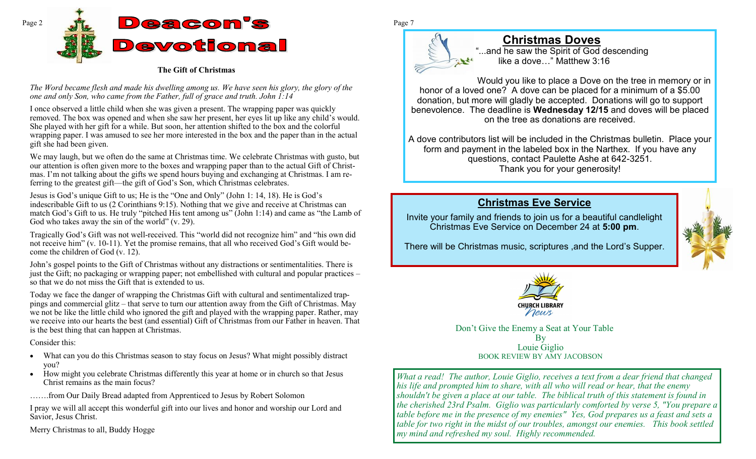# Deacon's Devotional

### The Gift of Christmas

*The Word became flesh and made his dwelling among us. We have seen his glory, the glory of the one and only Son, who came from the Father, full of grace and truth. John 1:14*

I once observed a little child when she was given a present. The wrapping paper was quickly removed. The box was opened and when she saw her present, her eyes lit up like any child's would. She played with her gift for a while. But soon, her attention shifted to the box and the colorful wrapping paper. I was amused to see her more interested in the box and the paper than in the actual gift she had been given.

We may laugh, but we often do the same at Christmas time. We celebrate Christmas with gusto, but our attention is often given more to the boxes and wrapping paper than to the actual Gift of Christmas. I'm not talking about the gifts we spend hours buying and exchanging at Christmas. I am referring to the greatest gift—the gift of God's Son, which Christmas celebrates.

Jesus is God's unique Gift to us; He is the "One and Only" (John 1: 14, 18). He is God's indescribable Gift to us (2 Corinthians 9:15). Nothing that we give and receive at Christmas can match God's Gift to us. He truly "pitched His tent among us" (John 1:14) and came as "the Lamb of God who takes away the sin of the world" (v. 29).

Tragically God's Gift was not well-received. This "world did not recognize him" and "his own did not receive him" (v. 10-11). Yet the promise remains, that all who received God's Gift would become the children of God (v. 12).

John's gospel points to the Gift of Christmas without any distractions or sentimentalities. There is just the Gift; no packaging or wrapping paper; not embellished with cultural and popular practices – so that we do not miss the Gift that is extended to us.

Today we face the danger of wrapping the Christmas Gift with cultural and sentimentalized trappings and commercial glitz – that serve to turn our attention away from the Gift of Christmas. May we not be like the little child who ignored the gift and played with the wrapping paper. Rather, may we receive into our hearts the best (and essential) Gift of Christmas from our Father in heaven. That is the best thing that can happen at Christmas.

Consider this:

- What can you do this Christmas season to stay focus on Jesus? What might possibly distract you?
- How might you celebrate Christmas differently this year at home or in church so that Jesus Christ remains as the main focus?

…….from Our Daily Bread adapted from Apprenticed to Jesus by Robert Solomon

I pray we will all accept this wonderful gift into our lives and honor and worship our Lord and Savior, Jesus Christ.

Merry Christmas to all, Buddy Hogge

## Christmas Doves

"...and he saw the Spirit of God descending like a dove…" Matthew 3:16

Would you like to place a Dove on the tree in memory or in honor of a loved one? A dove can be placed for a minimum of a $5.00 donation, but more will gladly be accepted. Donations will go to support benevolence. The deadline is **Wednesday 12/15** and doves will be placed on the tree as donations are received.

A dove contributors list will be included in the Christmas bulletin. Place your form and payment in the labeled box in the Narthex. If you have any questions, contact Paulette Ashe at 642-3251.
Thank you for your generosity!

## Christmas Eve Service

Invite your family and friends to join us for a beautiful candlelight Christmas Eve Service on December 24 at **5:00 pm**.

There will be Christmas music, scriptures ,and the Lord's Supper.

CHURCH LIBRARY News

Don't Give the Enemy a Seat at Your Table
By
Louie Giglio
BOOK REVIEW BY AMY JACOBSON

*What a read! The author, Louie Giglio, receives a text from a dear friend that changed his life and prompted him to share, with all who will read or hear, that the enemy shouldn't be given a place at our table. The biblical truth of this statement is found in the cherished 23rd Psalm. Giglio was particularly comforted by verse 5, "You prepare a table before me in the presence of my enemies" Yes, God prepares us a feast and sets a table for two right in the midst of our troubles, amongst our enemies. This book settled my mind and refreshed my soul. Highly recommended.*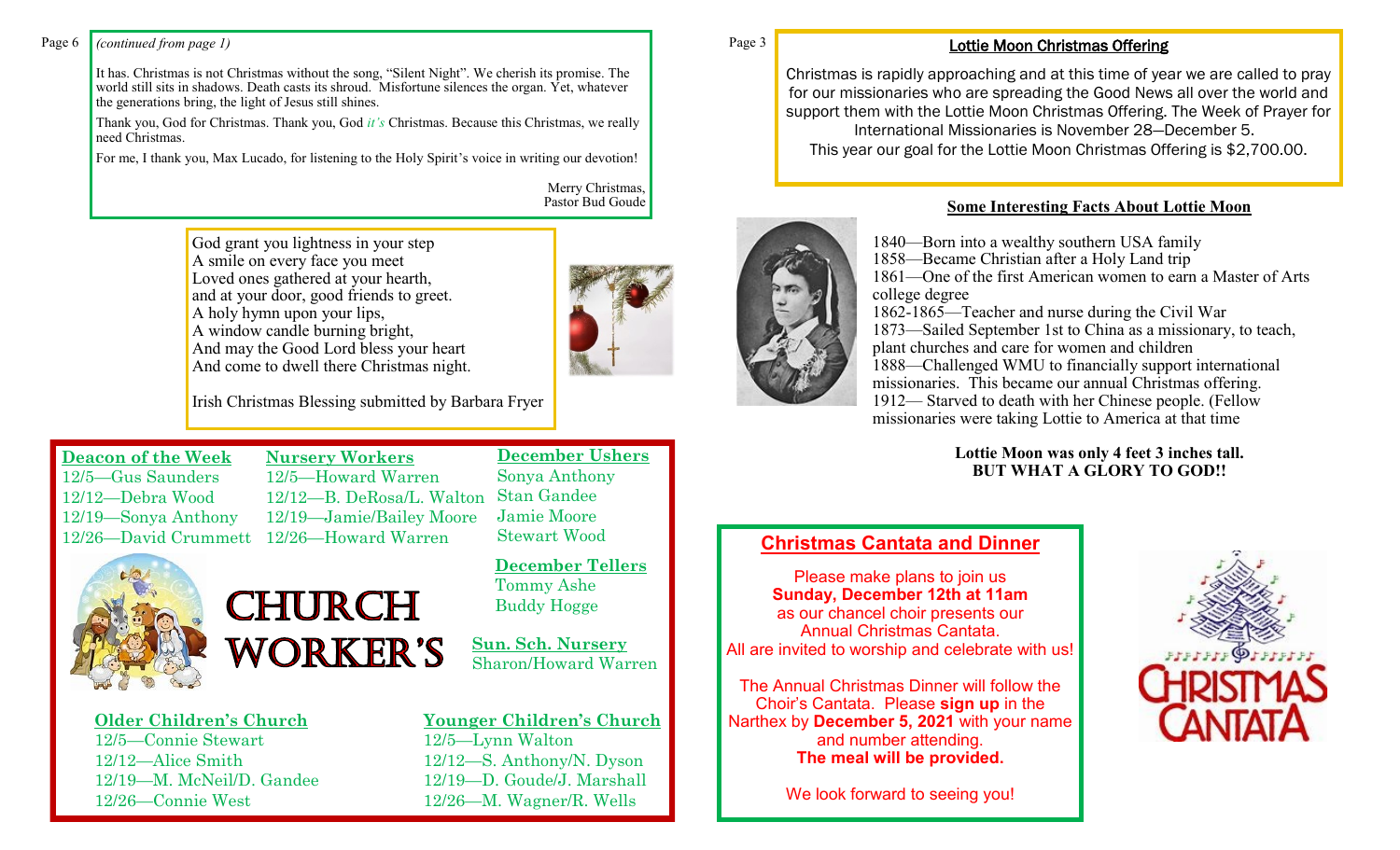*(continued from page 1)*

It has. Christmas is not Christmas without the song, "Silent Night". We cherish its promise. The world still sits in shadows. Death casts its shroud. Misfortune silences the organ. Yet, whatever the generations bring, the light of Jesus still shines.

Thank you, God for Christmas. Thank you, God *it's* Christmas. Because this Christmas, we really need Christmas.

For me, I thank you, Max Lucado, for listening to the Holy Spirit's voice in writing our devotion!

Merry Christmas,
Pastor Bud Goude

God grant you lightness in your step
A smile on every face you meet
Loved ones gathered at your hearth,
and at your door, good friends to greet.
A holy hymn upon your lips,
A window candle burning bright,
And may the Good Lord bless your heart
And come to dwell there Christmas night.

Irish Christmas Blessing submitted by Barbara Fryer

# CHURCH WORKER'S

**Deacon of the Week**
12/5—Gus Saunders
12/12—Debra Wood
12/19—Sonya Anthony
12/26—David Crummett

**Nursery Workers**
12/5—Howard Warren
12/12—B. DeRosa/L. Walton
12/19—Jamie/Bailey Moore
12/26—Howard Warren

**December Ushers**
Sonya Anthony
Stan Gandee
Jamie Moore
Stewart Wood

**December Tellers**
Tommy Ashe
Buddy Hogge

**Sun. Sch. Nursery**
Sharon/Howard Warren

**Older Children's Church**
12/5—Connie Stewart
12/12—Alice Smith
12/19—M. McNeil/D. Gandee
12/26—Connie West

**Younger Children's Church**
12/5—Lynn Walton
12/12—S. Anthony/N. Dyson
12/19—D. Goude/J. Marshall
12/26—M. Wagner/R. Wells

## Lottie Moon Christmas Offering

Christmas is rapidly approaching and at this time of year we are called to pray for our missionaries who are spreading the Good News all over the world and support them with the Lottie Moon Christmas Offering. The Week of Prayer for International Missionaries is November 28—December 5.
This year our goal for the Lottie Moon Christmas Offering is $2,700.00.

## Some Interesting Facts About Lottie Moon

1840—Born into a wealthy southern USA family
1858—Became Christian after a Holy Land trip
1861—One of the first American women to earn a Master of Arts college degree
1862-1865—Teacher and nurse during the Civil War
1873—Sailed September 1st to China as a missionary, to teach, plant churches and care for women and children
1888—Challenged WMU to financially support international missionaries. This became our annual Christmas offering.
1912— Starved to death with her Chinese people. (Fellow missionaries were taking Lottie to America at that time

**Lottie Moon was only 4 feet 3 inches tall.**
**BUT WHAT A GLORY TO GOD!!**

## Christmas Cantata and Dinner

Please make plans to join us
**Sunday, December 12th at 11am**
as our chancel choir presents our
Annual Christmas Cantata.
All are invited to worship and celebrate with us!

The Annual Christmas Dinner will follow the Choir's Cantata. Please **sign up** in the Narthex by **December 5, 2021** with your name and number attending.
**The meal will be provided.**

We look forward to seeing you!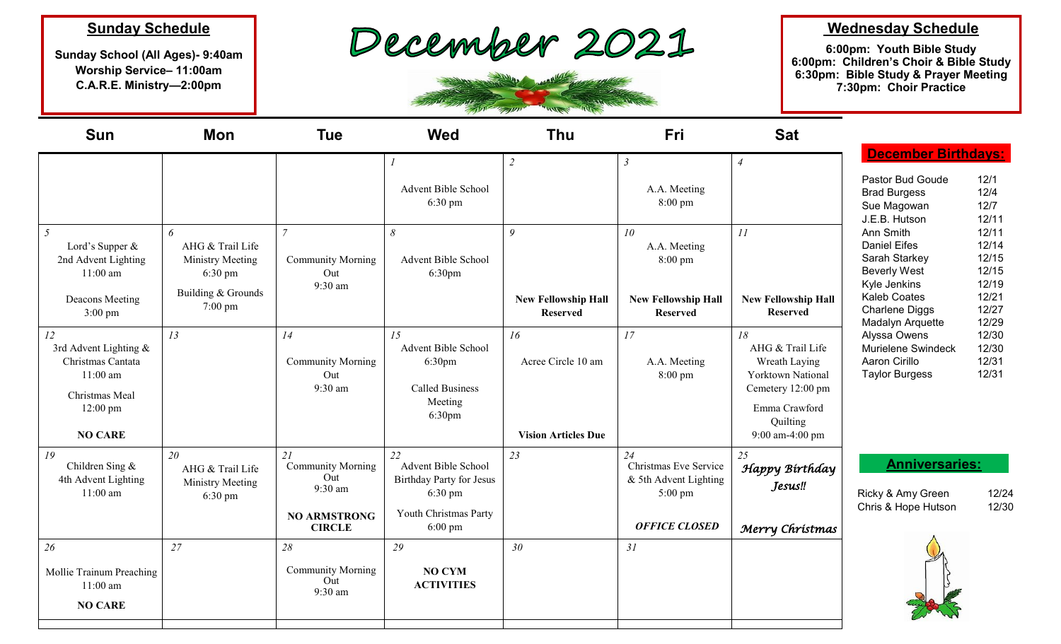## Sunday Schedule

**Sunday School (All Ages)- 9:40am**
**Worship Service– 11:00am**
**C.A.R.E. Ministry—2:00pm**

# December 2021

## Wednesday Schedule

**6:00pm: Youth Bible Study**
**6:00pm: Children's Choir & Bible Study**
**6:30pm: Bible Study & Prayer Meeting**
**7:30pm: Choir Practice**

| Sun | Mon | Tue | Wed | Thu | Fri | Sat |
|---|---|---|---|---|---|---|
| | | | *1* Advent Bible School 6:30 pm | *2* | *3* A.A. Meeting 8:00 pm | *4* |
| *5* Lord's Supper & 2nd Advent Lighting 11:00 am<br>Deacons Meeting 3:00 pm | *6* AHG & Trail Life Ministry Meeting 6:30 pm<br>Building & Grounds 7:00 pm | *7* Community Morning Out 9:30 am | *8* Advent Bible School 6:30pm | *9* **New Fellowship Hall Reserved** | *10* A.A. Meeting 8:00 pm<br>**New Fellowship Hall Reserved** | *11* **New Fellowship Hall Reserved** |
| *12* 3rd Advent Lighting & Christmas Cantata 11:00 am<br>Christmas Meal 12:00 pm<br>**NO CARE** | *13* | *14* Community Morning Out 9:30 am | *15* Advent Bible School 6:30pm<br>Called Business Meeting 6:30pm | *16* Acree Circle 10 am<br>**Vision Articles Due** | *17* A.A. Meeting 8:00 pm | *18* AHG & Trail Life Wreath Laying Yorktown National Cemetery 12:00 pm<br>Emma Crawford Quilting 9:00 am-4:00 pm |
| *19* Children Sing & 4th Advent Lighting 11:00 am | *20* AHG & Trail Life Ministry Meeting 6:30 pm | *21* Community Morning Out 9:30 am<br>**NO ARMSTRONG CIRCLE** | *22* Advent Bible School Birthday Party for Jesus 6:30 pm<br>Youth Christmas Party 6:00 pm | *23* | *24* Christmas Eve Service & 5th Advent Lighting 5:00 pm<br>***OFFICE CLOSED*** | *25* *Happy Birthday Jesus!!*<br>*Merry Christmas* |
| *26* Mollie Trainum Preaching 11:00 am<br>**NO CARE** | *27* | *28* Community Morning Out 9:30 am | *29* **NO CYM ACTIVITIES** | *30* | *31* | |

## December Birthdays:

| | |
|---|---|
| Pastor Bud Goude | 12/1 |
| Brad Burgess | 12/4 |
| Sue Magowan | 12/7 |
| J.E.B. Hutson | 12/11 |
| Ann Smith | 12/11 |
| Daniel Eifes | 12/14 |
| Sarah Starkey | 12/15 |
| Beverly West | 12/15 |
| Kyle Jenkins | 12/19 |
| Kaleb Coates | 12/21 |
| Charlene Diggs | 12/27 |
| Madalyn Arquette | 12/29 |
| Alyssa Owens | 12/30 |
| Murielene Swindeck | 12/30 |
| Aaron Cirillo | 12/31 |
| Taylor Burgess | 12/31 |

## Anniversaries:

| | |
|---|---|
| Ricky & Amy Green | 12/24 |
| Chris & Hope Hutson | 12/30 |